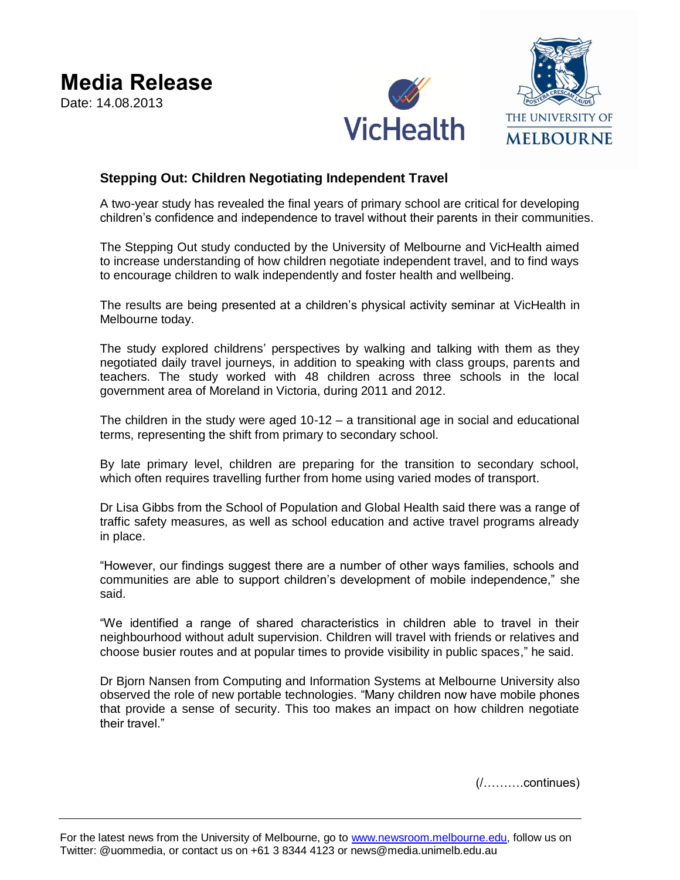# Media Release

Date: 14.08.2013

### Stepping Out: Children Negotiating Independent Travel

A two-year study has revealed the final years of primary school are critical for developing children's confidence and independence to travel without their parents in their communities.

The Stepping Out study conducted by the University of Melbourne and VicHealth aimed to increase understanding of how children negotiate independent travel, and to find ways to encourage children to walk independently and foster health and wellbeing.

The results are being presented at a children's physical activity seminar at VicHealth in Melbourne today.

The study explored childrens' perspectives by walking and talking with them as they negotiated daily travel journeys, in addition to speaking with class groups, parents and teachers. The study worked with 48 children across three schools in the local government area of Moreland in Victoria, during 2011 and 2012.

The children in the study were aged 10-12 – a transitional age in social and educational terms, representing the shift from primary to secondary school.

By late primary level, children are preparing for the transition to secondary school, which often requires travelling further from home using varied modes of transport.

Dr Lisa Gibbs from the School of Population and Global Health said there was a range of traffic safety measures, as well as school education and active travel programs already in place.

"However, our findings suggest there are a number of other ways families, schools and communities are able to support children's development of mobile independence," she said.

"We identified a range of shared characteristics in children able to travel in their neighbourhood without adult supervision. Children will travel with friends or relatives and choose busier routes and at popular times to provide visibility in public spaces," he said.

Dr Bjorn Nansen from Computing and Information Systems at Melbourne University also observed the role of new portable technologies. "Many children now have mobile phones that provide a sense of security. This too makes an impact on how children negotiate their travel."

(/……….continues)

For the latest news from the University of Melbourne, go to www.newsroom.melbourne.edu, follow us on Twitter: @uommedia, or contact us on +61 3 8344 4123 or news@media.unimelb.edu.au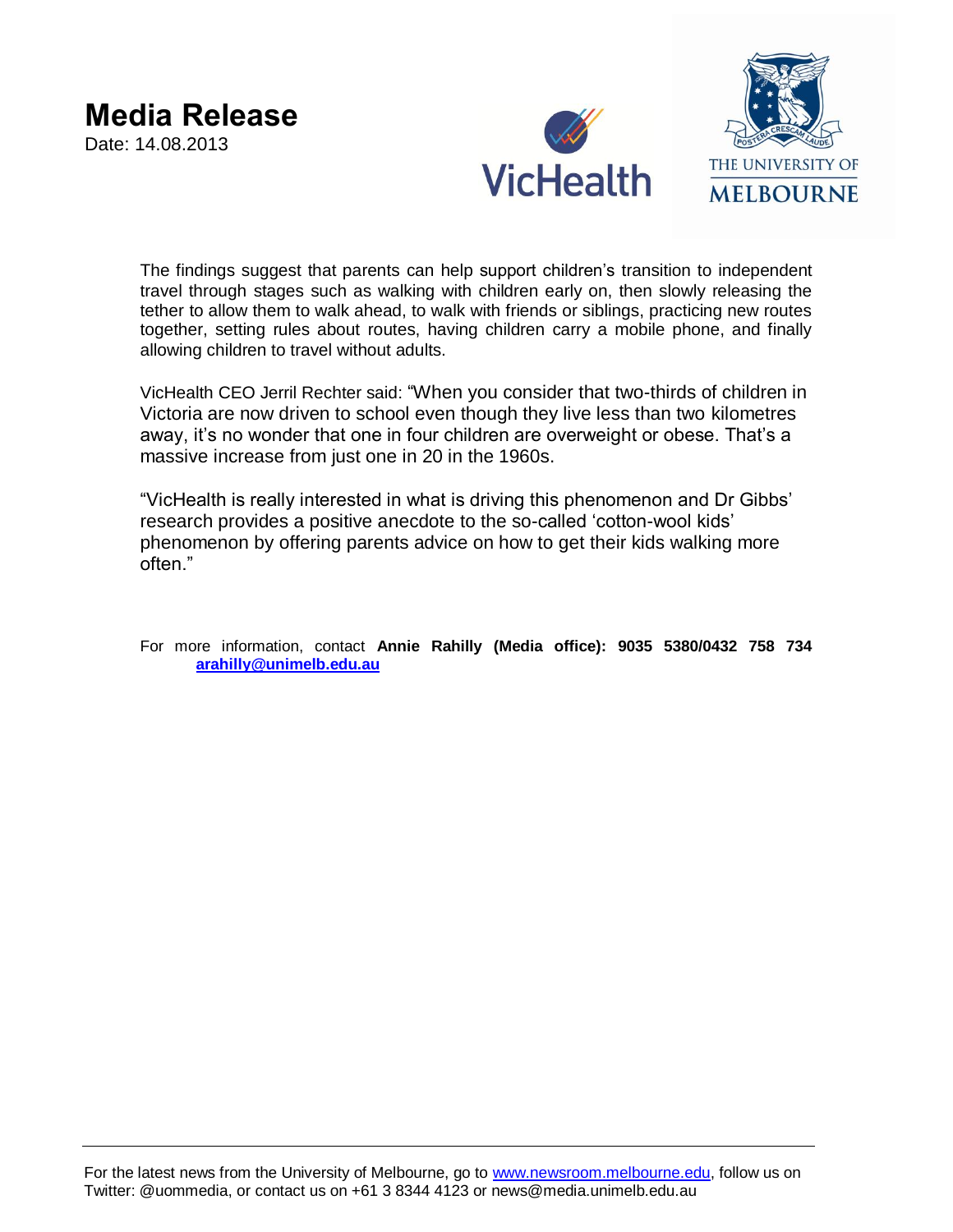# Media Release

Date: 14.08.2013

The findings suggest that parents can help support children's transition to independent travel through stages such as walking with children early on, then slowly releasing the tether to allow them to walk ahead, to walk with friends or siblings, practicing new routes together, setting rules about routes, having children carry a mobile phone, and finally allowing children to travel without adults.

VicHealth CEO Jerril Rechter said: "When you consider that two-thirds of children in Victoria are now driven to school even though they live less than two kilometres away, it's no wonder that one in four children are overweight or obese. That's a massive increase from just one in 20 in the 1960s.

"VicHealth is really interested in what is driving this phenomenon and Dr Gibbs' research provides a positive anecdote to the so-called 'cotton-wool kids' phenomenon by offering parents advice on how to get their kids walking more often."

For more information, contact **Annie Rahilly (Media office): 9035 5380/0432 758 734** **[arahilly@unimelb.edu.au](mailto:arahilly@unimelb.edu.au)**

For the latest news from the University of Melbourne, go to [www.newsroom.melbourne.edu](http://www.newsroom.melbourne.edu), follow us on Twitter: @uommedia, or contact us on +61 3 8344 4123 or news@media.unimelb.edu.au